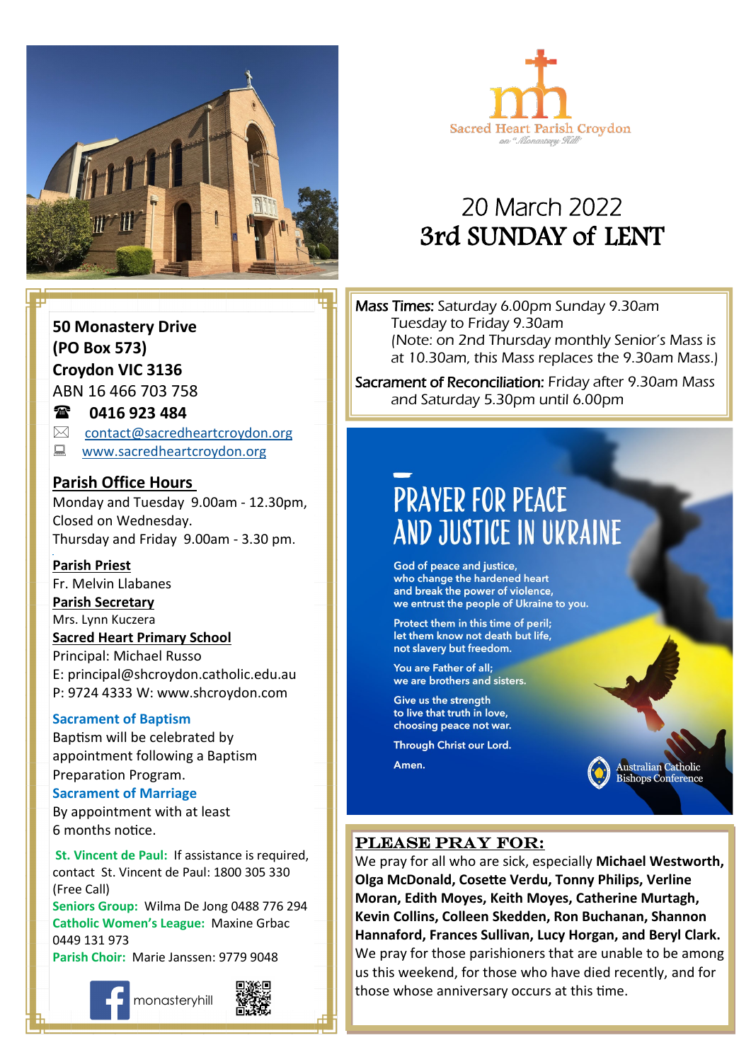Sacred Heart Parish Croydon

on "Monastery Hill"

# 20 March 2022
# 3rd SUNDAY of LENT

**50 Monastery Drive**
**(PO Box 573)**
**Croydon VIC 3136**
ABN 16 466 703 758

☎ **0416 923 484**

✉ contact@sacredheartcroydon.org

www.sacredheartcroydon.org

**Parish Office Hours**
Monday and Tuesday 9.00am - 12.30pm,
Closed on Wednesday.
Thursday and Friday 9.00am - 3.30 pm.

**Parish Priest**
Fr. Melvin Llabanes

**Parish Secretary**
Mrs. Lynn Kuczera

**Sacred Heart Primary School**
Principal: Michael Russo
E: principal@shcroydon.catholic.edu.au
P: 9724 4333 W: www.shcroydon.com

**Sacrament of Baptism**
Baptism will be celebrated by appointment following a Baptism Preparation Program.

**Sacrament of Marriage**
By appointment with at least 6 months notice.

**St. Vincent de Paul:** If assistance is required, contact St. Vincent de Paul: 1800 305 330 (Free Call)

**Seniors Group:** Wilma De Jong 0488 776 294

**Catholic Women's League:** Maxine Grbac 0449 131 973

**Parish Choir:** Marie Janssen: 9779 9048

monasteryhill

**Mass Times:** Saturday 6.00pm Sunday 9.30am
Tuesday to Friday 9.30am
(Note: on 2nd Thursday monthly Senior's Mass is at 10.30am, this Mass replaces the 9.30am Mass.)

**Sacrament of Reconciliation:** Friday after 9.30am Mass and Saturday 5.30pm until 6.00pm

## PRAYER FOR PEACE AND JUSTICE IN UKRAINE

God of peace and justice,
who change the hardened heart
and break the power of violence,
we entrust the people of Ukraine to you.

Protect them in this time of peril;
let them know not death but life,
not slavery but freedom.

You are Father of all;
we are brothers and sisters.

Give us the strength
to live that truth in love,
choosing peace not war.

Through Christ our Lord.

Amen.

Australian Catholic Bishops Conference

## PLEASE PRAY FOR:

We pray for all who are sick, especially **Michael Westworth, Olga McDonald, Cosette Verdu, Tonny Philips, Verline Moran, Edith Moyes, Keith Moyes, Catherine Murtagh, Kevin Collins, Colleen Skedden, Ron Buchanan, Shannon Hannaford, Frances Sullivan, Lucy Horgan, and Beryl Clark.** We pray for those parishioners that are unable to be among us this weekend, for those who have died recently, and for those whose anniversary occurs at this time.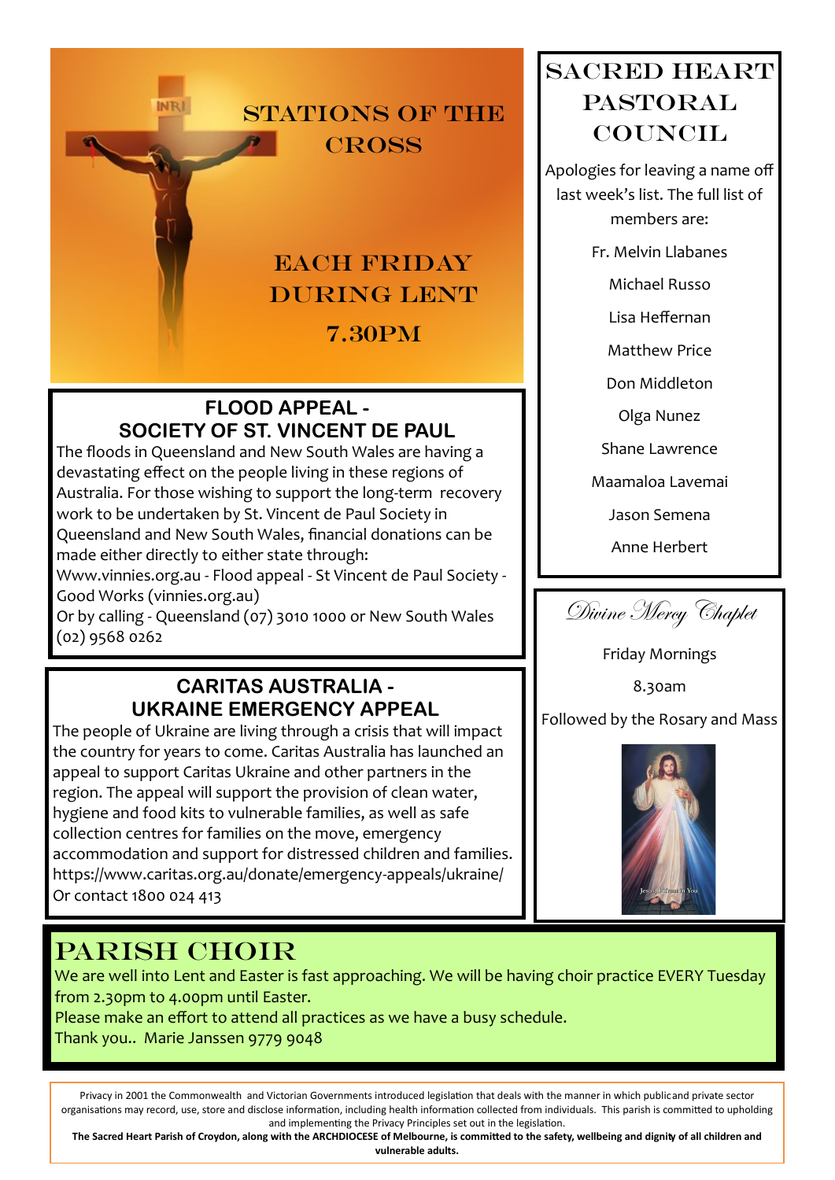## STATIONS OF THE CROSS

EACH FRIDAY DURING LENT

7.30PM

## FLOOD APPEAL - SOCIETY OF ST. VINCENT DE PAUL

The floods in Queensland and New South Wales are having a devastating effect on the people living in these regions of Australia. For those wishing to support the long-term recovery work to be undertaken by St. Vincent de Paul Society in Queensland and New South Wales, financial donations can be made either directly to either state through:

Www.vinnies.org.au - Flood appeal - St Vincent de Paul Society - Good Works (vinnies.org.au)

Or by calling - Queensland (07) 3010 1000 or New South Wales (02) 9568 0262

## CARITAS AUSTRALIA - UKRAINE EMERGENCY APPEAL

The people of Ukraine are living through a crisis that will impact the country for years to come. Caritas Australia has launched an appeal to support Caritas Ukraine and other partners in the region. The appeal will support the provision of clean water, hygiene and food kits to vulnerable families, as well as safe collection centres for families on the move, emergency accommodation and support for distressed children and families. https://www.caritas.org.au/donate/emergency-appeals/ukraine/

Or contact 1800 024 413

## SACRED HEART PASTORAL COUNCIL

Apologies for leaving a name off last week's list. The full list of members are:

Fr. Melvin Llabanes

Michael Russo

Lisa Heffernan

Matthew Price

Don Middleton

Olga Nunez

Shane Lawrence

Maamaloa Lavemai

Jason Semena

Anne Herbert

## Divine Mercy Chaplet

Friday Mornings

8.30am

Followed by the Rosary and Mass

## PARISH CHOIR

We are well into Lent and Easter is fast approaching. We will be having choir practice EVERY Tuesday from 2.30pm to 4.00pm until Easter.

Please make an effort to attend all practices as we have a busy schedule.

Thank you.. Marie Janssen 9779 9048

Privacy in 2001 the Commonwealth and Victorian Governments introduced legislation that deals with the manner in which publicand private sector organisations may record, use, store and disclose information, including health information collected from individuals. This parish is committed to upholding and implementing the Privacy Principles set out in the legislation.

**The Sacred Heart Parish of Croydon, along with the ARCHDIOCESE of Melbourne, is committed to the safety, wellbeing and dignity of all children and vulnerable adults.**